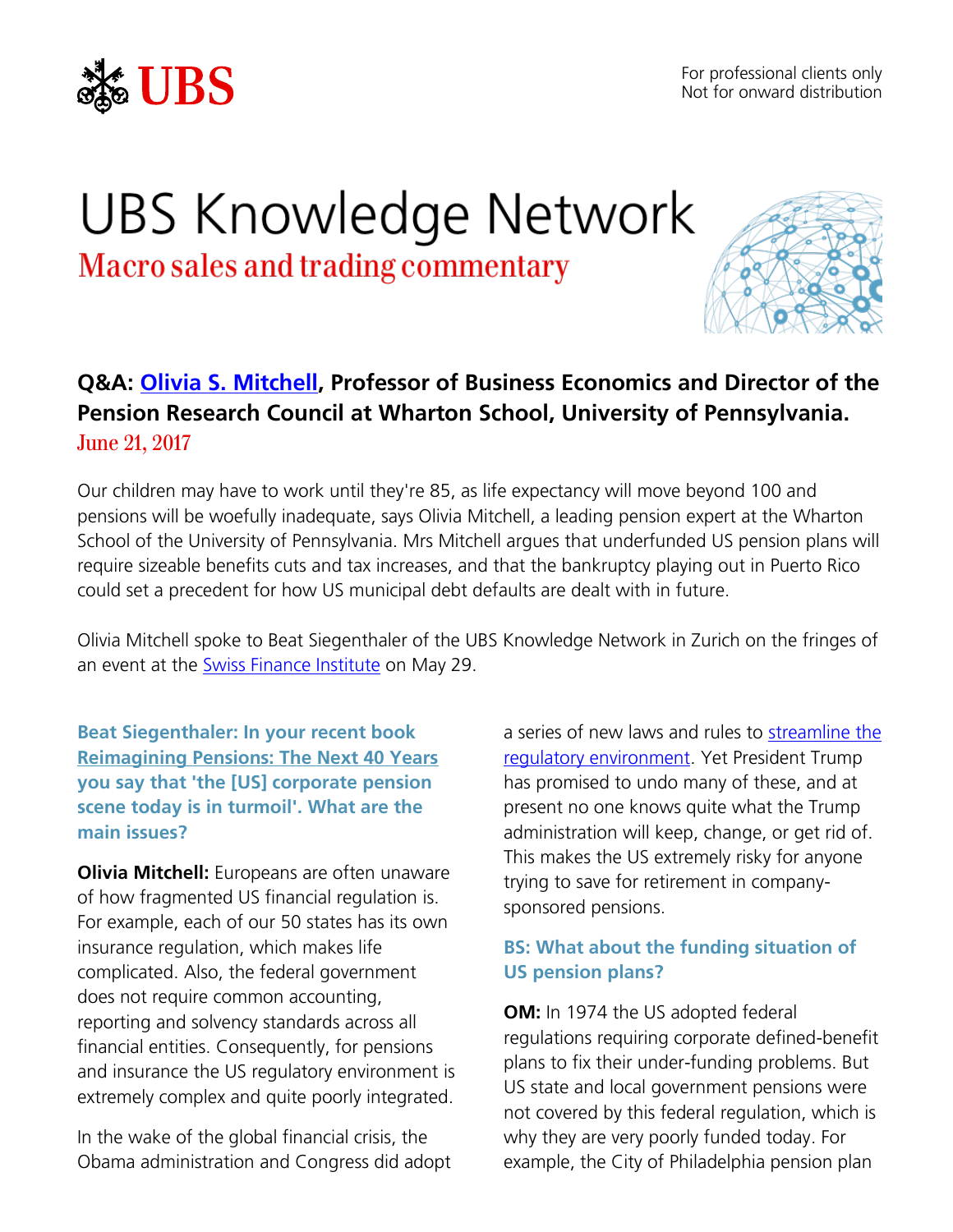For professional clients only
Not for onward distribution

# UBS Knowledge Network

## Macro sales and trading commentary

### Q&A: Olivia S. Mitchell, Professor of Business Economics and Director of the Pension Research Council at Wharton School, University of Pennsylvania.

June 21, 2017

Our children may have to work until they're 85, as life expectancy will move beyond 100 and pensions will be woefully inadequate, says Olivia Mitchell, a leading pension expert at the Wharton School of the University of Pennsylvania. Mrs Mitchell argues that underfunded US pension plans will require sizeable benefits cuts and tax increases, and that the bankruptcy playing out in Puerto Rico could set a precedent for how US municipal debt defaults are dealt with in future.

Olivia Mitchell spoke to Beat Siegenthaler of the UBS Knowledge Network in Zurich on the fringes of an event at the Swiss Finance Institute on May 29.

**Beat Siegenthaler: In your recent book Reimagining Pensions: The Next 40 Years you say that 'the [US] corporate pension scene today is in turmoil'. What are the main issues?**

**Olivia Mitchell:** Europeans are often unaware of how fragmented US financial regulation is. For example, each of our 50 states has its own insurance regulation, which makes life complicated. Also, the federal government does not require common accounting, reporting and solvency standards across all financial entities. Consequently, for pensions and insurance the US regulatory environment is extremely complex and quite poorly integrated.

In the wake of the global financial crisis, the Obama administration and Congress did adopt a series of new laws and rules to streamline the regulatory environment. Yet President Trump has promised to undo many of these, and at present no one knows quite what the Trump administration will keep, change, or get rid of. This makes the US extremely risky for anyone trying to save for retirement in company-sponsored pensions.

**BS: What about the funding situation of US pension plans?**

**OM:** In 1974 the US adopted federal regulations requiring corporate defined-benefit plans to fix their under-funding problems. But US state and local government pensions were not covered by this federal regulation, which is why they are very poorly funded today. For example, the City of Philadelphia pension plan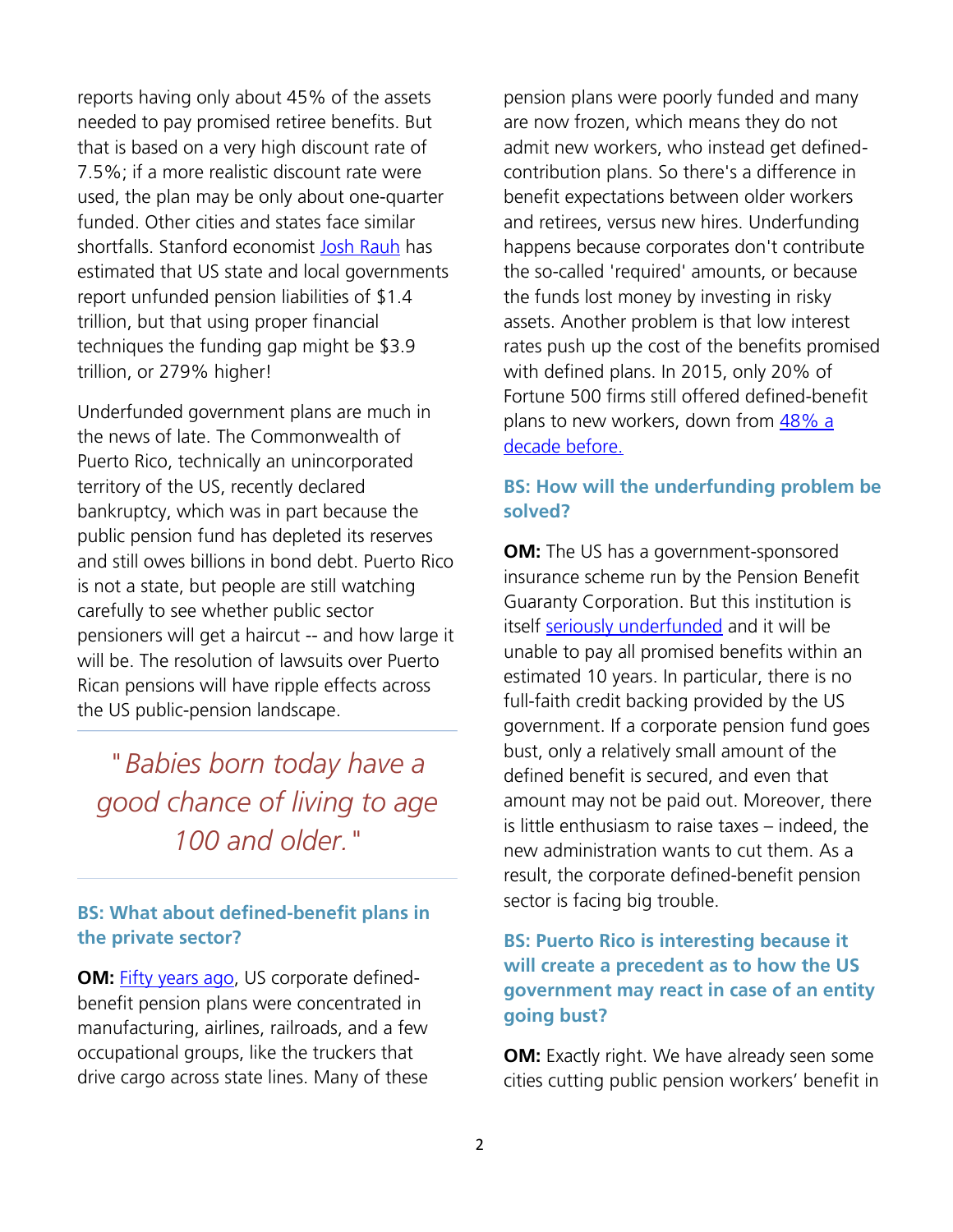reports having only about 45% of the assets needed to pay promised retiree benefits. But that is based on a very high discount rate of 7.5%; if a more realistic discount rate were used, the plan may be only about one-quarter funded. Other cities and states face similar shortfalls. Stanford economist [Josh Rauh] has estimated that US state and local governments report unfunded pension liabilities of $1.4 trillion, but that using proper financial techniques the funding gap might be $3.9 trillion, or 279% higher!

Underfunded government plans are much in the news of late. The Commonwealth of Puerto Rico, technically an unincorporated territory of the US, recently declared bankruptcy, which was in part because the public pension fund has depleted its reserves and still owes billions in bond debt. Puerto Rico is not a state, but people are still watching carefully to see whether public sector pensioners will get a haircut -- and how large it will be. The resolution of lawsuits over Puerto Rican pensions will have ripple effects across the US public-pension landscape.

> *"Babies born today have a good chance of living to age 100 and older."*

### BS: What about defined-benefit plans in the private sector?

**OM:** [Fifty years ago], US corporate defined-benefit pension plans were concentrated in manufacturing, airlines, railroads, and a few occupational groups, like the truckers that drive cargo across state lines. Many of these pension plans were poorly funded and many are now frozen, which means they do not admit new workers, who instead get defined-contribution plans. So there's a difference in benefit expectations between older workers and retirees, versus new hires. Underfunding happens because corporates don't contribute the so-called 'required' amounts, or because the funds lost money by investing in risky assets. Another problem is that low interest rates push up the cost of the benefits promised with defined plans. In 2015, only 20% of Fortune 500 firms still offered defined-benefit plans to new workers, down from [48% a decade before.]

### BS: How will the underfunding problem be solved?

**OM:** The US has a government-sponsored insurance scheme run by the Pension Benefit Guaranty Corporation. But this institution is itself [seriously underfunded] and it will be unable to pay all promised benefits within an estimated 10 years. In particular, there is no full-faith credit backing provided by the US government. If a corporate pension fund goes bust, only a relatively small amount of the defined benefit is secured, and even that amount may not be paid out. Moreover, there is little enthusiasm to raise taxes – indeed, the new administration wants to cut them. As a result, the corporate defined-benefit pension sector is facing big trouble.

### BS: Puerto Rico is interesting because it will create a precedent as to how the US government may react in case of an entity going bust?

**OM:** Exactly right. We have already seen some cities cutting public pension workers' benefit in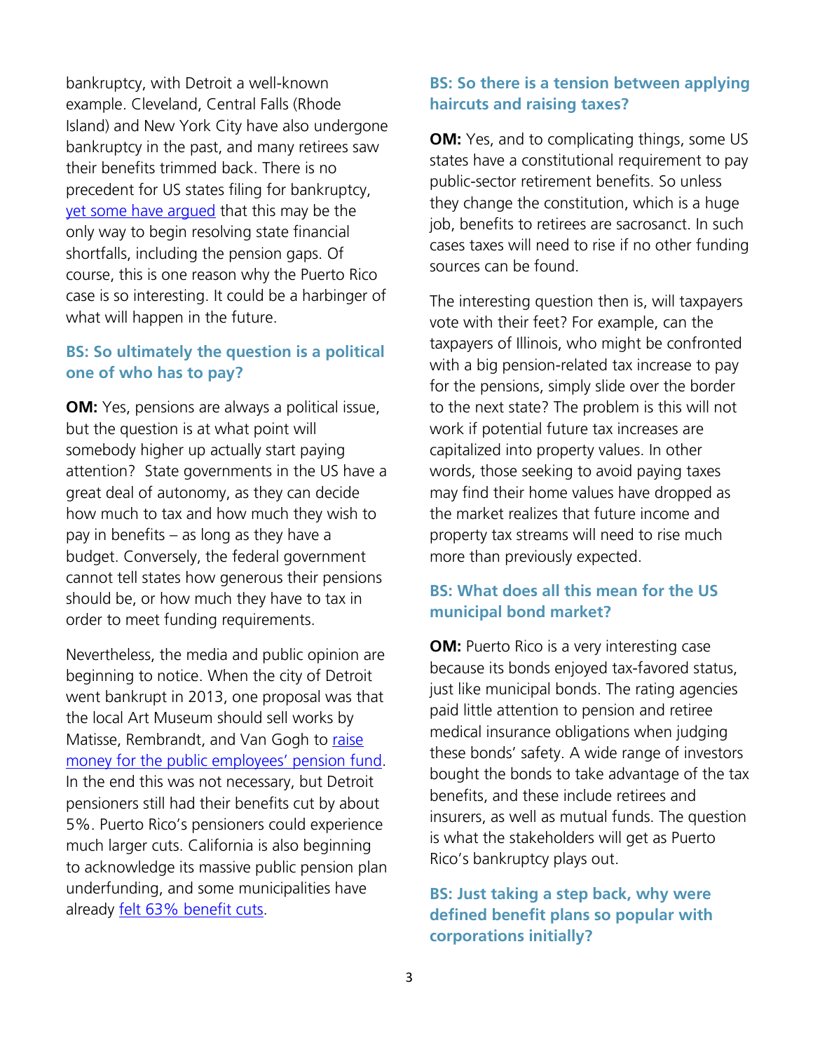bankruptcy, with Detroit a well-known example. Cleveland, Central Falls (Rhode Island) and New York City have also undergone bankruptcy in the past, and many retirees saw their benefits trimmed back. There is no precedent for US states filing for bankruptcy, yet some have argued that this may be the only way to begin resolving state financial shortfalls, including the pension gaps. Of course, this is one reason why the Puerto Rico case is so interesting. It could be a harbinger of what will happen in the future.

### BS: So ultimately the question is a political one of who has to pay?

**OM:** Yes, pensions are always a political issue, but the question is at what point will somebody higher up actually start paying attention? State governments in the US have a great deal of autonomy, as they can decide how much to tax and how much they wish to pay in benefits – as long as they have a budget. Conversely, the federal government cannot tell states how generous their pensions should be, or how much they have to tax in order to meet funding requirements.

Nevertheless, the media and public opinion are beginning to notice. When the city of Detroit went bankrupt in 2013, one proposal was that the local Art Museum should sell works by Matisse, Rembrandt, and Van Gogh to raise money for the public employees' pension fund. In the end this was not necessary, but Detroit pensioners still had their benefits cut by about 5%. Puerto Rico's pensioners could experience much larger cuts. California is also beginning to acknowledge its massive public pension plan underfunding, and some municipalities have already felt 63% benefit cuts.

### BS: So there is a tension between applying haircuts and raising taxes?

**OM:** Yes, and to complicating things, some US states have a constitutional requirement to pay public-sector retirement benefits. So unless they change the constitution, which is a huge job, benefits to retirees are sacrosanct. In such cases taxes will need to rise if no other funding sources can be found.

The interesting question then is, will taxpayers vote with their feet? For example, can the taxpayers of Illinois, who might be confronted with a big pension-related tax increase to pay for the pensions, simply slide over the border to the next state? The problem is this will not work if potential future tax increases are capitalized into property values. In other words, those seeking to avoid paying taxes may find their home values have dropped as the market realizes that future income and property tax streams will need to rise much more than previously expected.

### BS: What does all this mean for the US municipal bond market?

**OM:** Puerto Rico is a very interesting case because its bonds enjoyed tax-favored status, just like municipal bonds. The rating agencies paid little attention to pension and retiree medical insurance obligations when judging these bonds' safety. A wide range of investors bought the bonds to take advantage of the tax benefits, and these include retirees and insurers, as well as mutual funds. The question is what the stakeholders will get as Puerto Rico's bankruptcy plays out.

### BS: Just taking a step back, why were defined benefit plans so popular with corporations initially?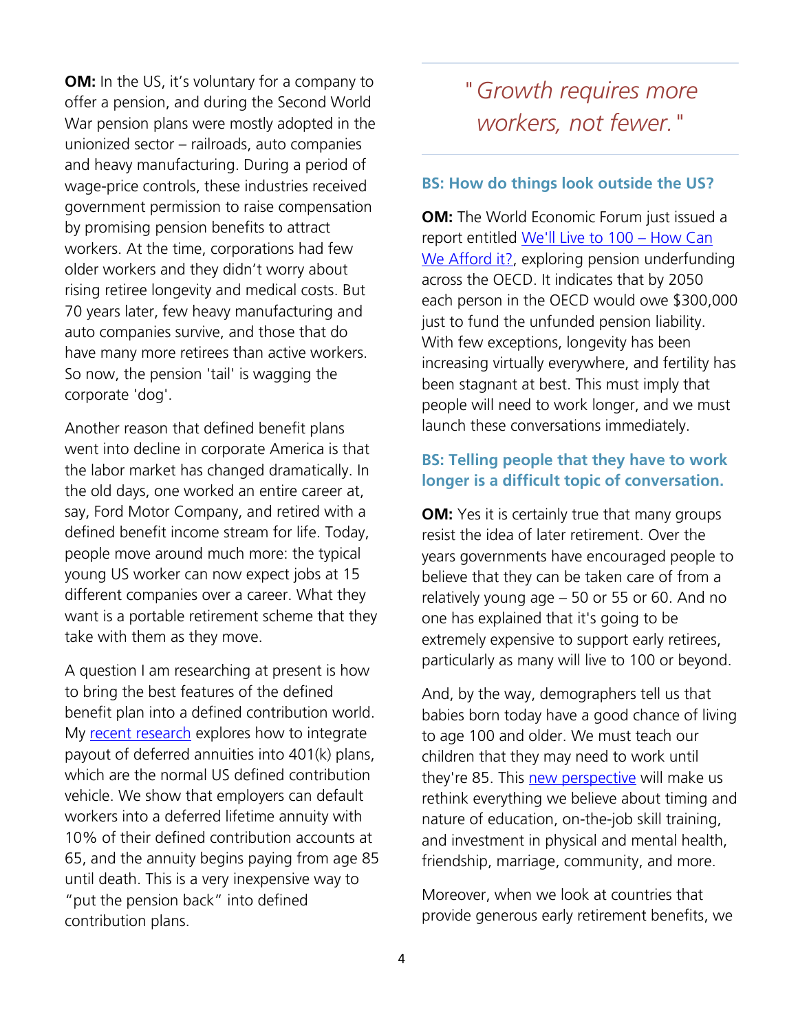**OM:** In the US, it's voluntary for a company to offer a pension, and during the Second World War pension plans were mostly adopted in the unionized sector – railroads, auto companies and heavy manufacturing. During a period of wage-price controls, these industries received government permission to raise compensation by promising pension benefits to attract workers. At the time, corporations had few older workers and they didn't worry about rising retiree longevity and medical costs. But 70 years later, few heavy manufacturing and auto companies survive, and those that do have many more retirees than active workers. So now, the pension 'tail' is wagging the corporate 'dog'.

Another reason that defined benefit plans went into decline in corporate America is that the labor market has changed dramatically. In the old days, one worked an entire career at, say, Ford Motor Company, and retired with a defined benefit income stream for life. Today, people move around much more: the typical young US worker can now expect jobs at 15 different companies over a career. What they want is a portable retirement scheme that they take with them as they move.

A question I am researching at present is how to bring the best features of the defined benefit plan into a defined contribution world. My [recent research]() explores how to integrate payout of deferred annuities into 401(k) plans, which are the normal US defined contribution vehicle. We show that employers can default workers into a deferred lifetime annuity with 10% of their defined contribution accounts at 65, and the annuity begins paying from age 85 until death. This is a very inexpensive way to "put the pension back" into defined contribution plans.

> *"Growth requires more workers, not fewer."*

### BS: How do things look outside the US?

**OM:** The World Economic Forum just issued a report entitled [We'll Live to 100 – How Can We Afford it?](), exploring pension underfunding across the OECD. It indicates that by 2050 each person in the OECD would owe $300,000 just to fund the unfunded pension liability. With few exceptions, longevity has been increasing virtually everywhere, and fertility has been stagnant at best. This must imply that people will need to work longer, and we must launch these conversations immediately.

### BS: Telling people that they have to work longer is a difficult topic of conversation.

**OM:** Yes it is certainly true that many groups resist the idea of later retirement. Over the years governments have encouraged people to believe that they can be taken care of from a relatively young age – 50 or 55 or 60. And no one has explained that it's going to be extremely expensive to support early retirees, particularly as many will live to 100 or beyond.

And, by the way, demographers tell us that babies born today have a good chance of living to age 100 and older. We must teach our children that they may need to work until they're 85. This [new perspective]() will make us rethink everything we believe about timing and nature of education, on-the-job skill training, and investment in physical and mental health, friendship, marriage, community, and more.

Moreover, when we look at countries that provide generous early retirement benefits, we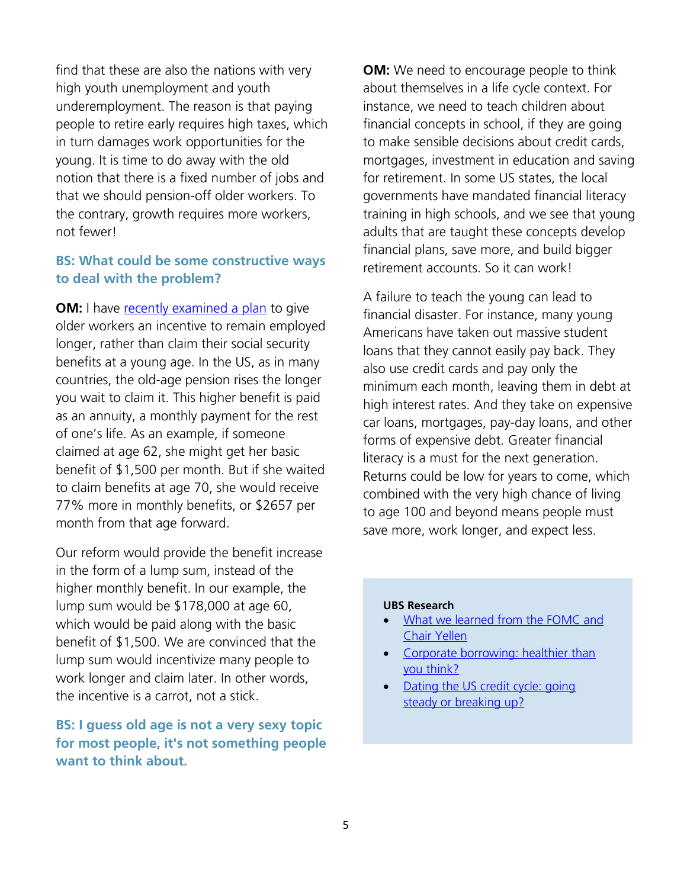find that these are also the nations with very high youth unemployment and youth underemployment. The reason is that paying people to retire early requires high taxes, which in turn damages work opportunities for the young. It is time to do away with the old notion that there is a fixed number of jobs and that we should pension-off older workers. To the contrary, growth requires more workers, not fewer!

**BS: What could be some constructive ways to deal with the problem?**

**OM:** I have [recently examined a plan]() to give older workers an incentive to remain employed longer, rather than claim their social security benefits at a young age. In the US, as in many countries, the old-age pension rises the longer you wait to claim it. This higher benefit is paid as an annuity, a monthly payment for the rest of one's life. As an example, if someone claimed at age 62, she might get her basic benefit of $1,500 per month. But if she waited to claim benefits at age 70, she would receive 77% more in monthly benefits, or $2657 per month from that age forward.

Our reform would provide the benefit increase in the form of a lump sum, instead of the higher monthly benefit. In our example, the lump sum would be $178,000 at age 60, which would be paid along with the basic benefit of $1,500. We are convinced that the lump sum would incentivize many people to work longer and claim later. In other words, the incentive is a carrot, not a stick.

**BS: I guess old age is not a very sexy topic for most people, it's not something people want to think about.**

**OM:** We need to encourage people to think about themselves in a life cycle context. For instance, we need to teach children about financial concepts in school, if they are going to make sensible decisions about credit cards, mortgages, investment in education and saving for retirement. In some US states, the local governments have mandated financial literacy training in high schools, and we see that young adults that are taught these concepts develop financial plans, save more, and build bigger retirement accounts. So it can work!

A failure to teach the young can lead to financial disaster. For instance, many young Americans have taken out massive student loans that they cannot easily pay back. They also use credit cards and pay only the minimum each month, leaving them in debt at high interest rates. And they take on expensive car loans, mortgages, pay-day loans, and other forms of expensive debt. Greater financial literacy is a must for the next generation. Returns could be low for years to come, which combined with the very high chance of living to age 100 and beyond means people must save more, work longer, and expect less.

**UBS Research**

- [What we learned from the FOMC and Chair Yellen]()
- [Corporate borrowing: healthier than you think?]()
- [Dating the US credit cycle: going steady or breaking up?]()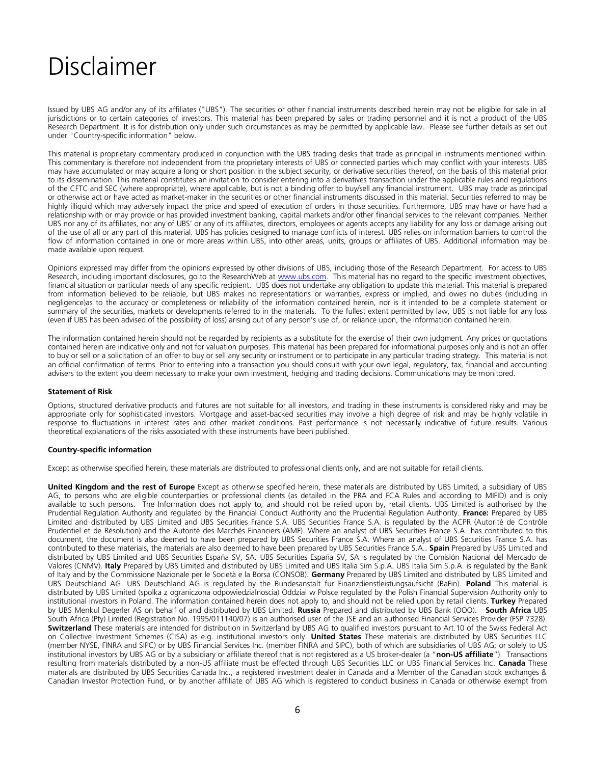# Disclaimer

Issued by UBS AG and/or any of its affiliates ("UBS"). The securities or other financial instruments described herein may not be eligible for sale in all jurisdictions or to certain categories of investors. This material has been prepared by sales or trading personnel and it is not a product of the UBS Research Department. It is for distribution only under such circumstances as may be permitted by applicable law. Please see further details as set out under "Country-specific information" below.

This material is proprietary commentary produced in conjunction with the UBS trading desks that trade as principal in instruments mentioned within. This commentary is therefore not independent from the proprietary interests of UBS or connected parties which may conflict with your interests. UBS may have accumulated or may acquire a long or short position in the subject security, or derivative securities thereof, on the basis of this material prior to its dissemination. This material constitutes an invitation to consider entering into a derivatives transaction under the applicable rules and regulations of the CFTC and SEC (where appropriate), where applicable, but is not a binding offer to buy/sell any financial instrument. UBS may trade as principal or otherwise act or have acted as market-maker in the securities or other financial instruments discussed in this material. Securities referred to may be highly illiquid which may adversely impact the price and speed of execution of orders in those securities. Furthermore, UBS may have or have had a relationship with or may provide or has provided investment banking, capital markets and/or other financial services to the relevant companies. Neither UBS nor any of its affiliates, nor any of UBS' or any of its affiliates, directors, employees or agents accepts any liability for any loss or damage arising out of the use of all or any part of this material. UBS has policies designed to manage conflicts of interest. UBS relies on information barriers to control the flow of information contained in one or more areas within UBS, into other areas, units, groups or affiliates of UBS. Additional information may be made available upon request.

Opinions expressed may differ from the opinions expressed by other divisions of UBS, including those of the Research Department. For access to UBS Research, including important disclosures, go to the ResearchWeb at www.ubs.com. This material has no regard to the specific investment objectives, financial situation or particular needs of any specific recipient. UBS does not undertake any obligation to update this material. This material is prepared from information believed to be reliable, but UBS makes no representations or warranties, express or implied, and owes no duties (including in negligence)as to the accuracy or completeness or reliability of the information contained herein, nor is it intended to be a complete statement or summary of the securities, markets or developments referred to in the materials. To the fullest extent permitted by law, UBS is not liable for any loss (even if UBS has been advised of the possibility of loss) arising out of any person's use of, or reliance upon, the information contained herein.

The information contained herein should not be regarded by recipients as a substitute for the exercise of their own judgment. Any prices or quotations contained herein are indicative only and not for valuation purposes. This material has been prepared for informational purposes only and is not an offer to buy or sell or a solicitation of an offer to buy or sell any security or instrument or to participate in any particular trading strategy. This material is not an official confirmation of terms. Prior to entering into a transaction you should consult with your own legal, regulatory, tax, financial and accounting advisers to the extent you deem necessary to make your own investment, hedging and trading decisions. Communications may be monitored.

**Statement of Risk**

Options, structured derivative products and futures are not suitable for all investors, and trading in these instruments is considered risky and may be appropriate only for sophisticated investors. Mortgage and asset-backed securities may involve a high degree of risk and may be highly volatile in response to fluctuations in interest rates and other market conditions. Past performance is not necessarily indicative of future results. Various theoretical explanations of the risks associated with these instruments have been published.

**Country-specific information**

Except as otherwise specified herein, these materials are distributed to professional clients only, and are not suitable for retail clients.

**United Kingdom and the rest of Europe** Except as otherwise specified herein, these materials are distributed by UBS Limited, a subsidiary of UBS AG, to persons who are eligible counterparties or professional clients (as detailed in the PRA and FCA Rules and according to MIFID) and is only available to such persons. The Information does not apply to, and should not be relied upon by, retail clients. UBS Limited is authorised by the Prudential Regulation Authority and regulated by the Financial Conduct Authority and the Prudential Regulation Authority. **France:** Prepared by UBS Limited and distributed by UBS Limited and UBS Securities France S.A. UBS Securities France S.A. is regulated by the ACPR (Autorité de Contrôle Prudentiel et de Résolution) and the Autorité des Marchés Financiers (AMF). Where an analyst of UBS Securities France S.A. has contributed to this document, the document is also deemed to have been prepared by UBS Securities France S.A. Where an analyst of UBS Securities France S.A. has contributed to these materials, the materials are also deemed to have been prepared by UBS Securities France S.A.. **Spain** Prepared by UBS Limited and distributed by UBS Limited and UBS Securities España SV, SA. UBS Securities España SV, SA is regulated by the Comisión Nacional del Mercado de Valores (CNMV). **Italy** Prepared by UBS Limited and distributed by UBS Limited and UBS Italia Sim S.p.A. UBS Italia Sim S.p.A. is regulated by the Bank of Italy and by the Commissione Nazionale per le Società e la Borsa (CONSOB). **Germany** Prepared by UBS Limited and distributed by UBS Limited and UBS Deutschland AG. UBS Deutschland AG is regulated by the Bundesanstalt fur Finanzdienstleistungsaufsicht (BaFin). **Poland** This material is distributed by UBS Limited (spolka z ograniczona odpowiedzialnoscia) Oddzial w Polsce regulated by the Polish Financial Supervision Authority only to institutional investors in Poland. The information contained herein does not apply to, and should not be relied upon by retail clients. **Turkey** Prepared by UBS Menkul Degerler AS on behalf of and distributed by UBS Limited. **Russia** Prepared and distributed by UBS Bank (OOO). **South Africa** UBS South Africa (Pty) Limited (Registration No. 1995/011140/07) is an authorised user of the JSE and an authorised Financial Services Provider (FSP 7328). **Switzerland** These materials are intended for distribution in Switzerland by UBS AG to qualified investors pursuant to Art.10 of the Swiss Federal Act on Collective Investment Schemes (CISA) as e.g. institutional investors only. **United States** These materials are distributed by UBS Securities LLC (member NYSE, FINRA and SIPC) or by UBS Financial Services Inc. (member FINRA and SIPC), both of which are subsidiaries of UBS AG; or solely to US institutional investors by UBS AG or by a subsidiary or affiliate thereof that is not registered as a US broker-dealer (a "**non-US affiliate**"). Transactions resulting from materials distributed by a non-US affiliate must be effected through UBS Securities LLC or UBS Financial Services Inc. **Canada** These materials are distributed by UBS Securities Canada Inc., a registered investment dealer in Canada and a Member of the Canadian stock exchanges & Canadian Investor Protection Fund, or by another affiliate of UBS AG which is registered to conduct business in Canada or otherwise exempt from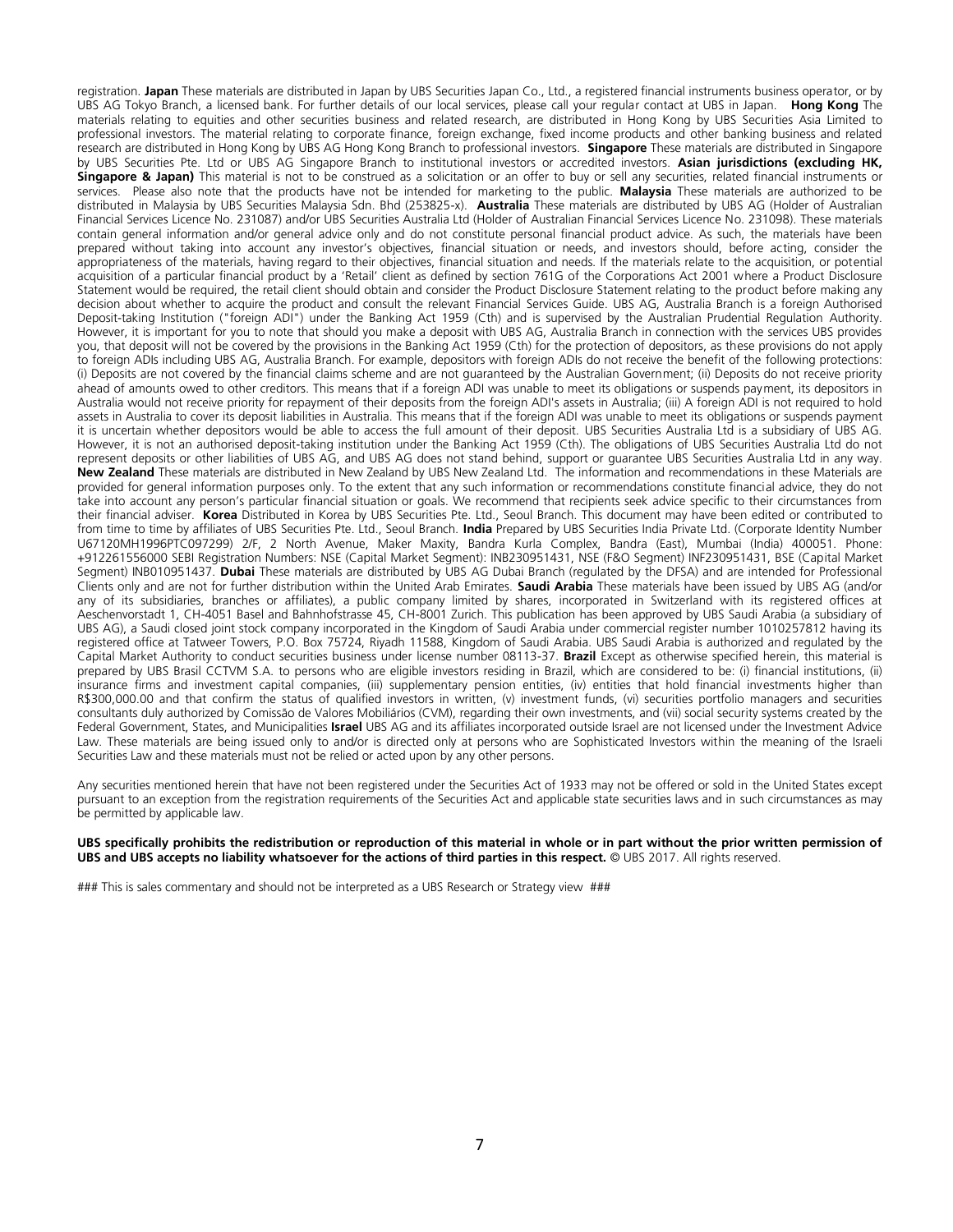registration. **Japan** These materials are distributed in Japan by UBS Securities Japan Co., Ltd., a registered financial instruments business operator, or by UBS AG Tokyo Branch, a licensed bank. For further details of our local services, please call your regular contact at UBS in Japan. **Hong Kong** The materials relating to equities and other securities business and related research, are distributed in Hong Kong by UBS Securities Asia Limited to professional investors. The material relating to corporate finance, foreign exchange, fixed income products and other banking business and related research are distributed in Hong Kong by UBS AG Hong Kong Branch to professional investors. **Singapore** These materials are distributed in Singapore by UBS Securities Pte. Ltd or UBS AG Singapore Branch to institutional investors or accredited investors. **Asian jurisdictions (excluding HK, Singapore & Japan)** This material is not to be construed as a solicitation or an offer to buy or sell any securities, related financial instruments or services. Please also note that the products have not be intended for marketing to the public. **Malaysia** These materials are authorized to be distributed in Malaysia by UBS Securities Malaysia Sdn. Bhd (253825-x). **Australia** These materials are distributed by UBS AG (Holder of Australian Financial Services Licence No. 231087) and/or UBS Securities Australia Ltd (Holder of Australian Financial Services Licence No. 231098). These materials contain general information and/or general advice only and do not constitute personal financial product advice. As such, the materials have been prepared without taking into account any investor's objectives, financial situation or needs, and investors should, before acting, consider the appropriateness of the materials, having regard to their objectives, financial situation and needs. If the materials relate to the acquisition, or potential acquisition of a particular financial product by a 'Retail' client as defined by section 761G of the Corporations Act 2001 where a Product Disclosure Statement would be required, the retail client should obtain and consider the Product Disclosure Statement relating to the product before making any decision about whether to acquire the product and consult the relevant Financial Services Guide. UBS AG, Australia Branch is a foreign Authorised Deposit-taking Institution ("foreign ADI") under the Banking Act 1959 (Cth) and is supervised by the Australian Prudential Regulation Authority. However, it is important for you to note that should you make a deposit with UBS AG, Australia Branch in connection with the services UBS provides you, that deposit will not be covered by the provisions in the Banking Act 1959 (Cth) for the protection of depositors, as these provisions do not apply to foreign ADIs including UBS AG, Australia Branch. For example, depositors with foreign ADIs do not receive the benefit of the following protections: (i) Deposits are not covered by the financial claims scheme and are not guaranteed by the Australian Government; (ii) Deposits do not receive priority ahead of amounts owed to other creditors. This means that if a foreign ADI was unable to meet its obligations or suspends payment, its depositors in Australia would not receive priority for repayment of their deposits from the foreign ADI's assets in Australia; (iii) A foreign ADI is not required to hold assets in Australia to cover its deposit liabilities in Australia. This means that if the foreign ADI was unable to meet its obligations or suspends payment it is uncertain whether depositors would be able to access the full amount of their deposit. UBS Securities Australia Ltd is a subsidiary of UBS AG. However, it is not an authorised deposit-taking institution under the Banking Act 1959 (Cth). The obligations of UBS Securities Australia Ltd do not represent deposits or other liabilities of UBS AG, and UBS AG does not stand behind, support or guarantee UBS Securities Australia Ltd in any way. **New Zealand** These materials are distributed in New Zealand by UBS New Zealand Ltd. The information and recommendations in these Materials are provided for general information purposes only. To the extent that any such information or recommendations constitute financial advice, they do not take into account any person's particular financial situation or goals. We recommend that recipients seek advice specific to their circumstances from their financial adviser. **Korea** Distributed in Korea by UBS Securities Pte. Ltd., Seoul Branch. This document may have been edited or contributed to from time to time by affiliates of UBS Securities Pte. Ltd., Seoul Branch. **India** Prepared by UBS Securities India Private Ltd. (Corporate Identity Number U67120MH1996PTC097299) 2/F, 2 North Avenue, Maker Maxity, Bandra Kurla Complex, Bandra (East), Mumbai (India) 400051. Phone: +912261556000 SEBI Registration Numbers: NSE (Capital Market Segment): INB230951431, NSE (F&O Segment) INF230951431, BSE (Capital Market Segment) INB010951437. **Dubai** These materials are distributed by UBS AG Dubai Branch (regulated by the DFSA) and are intended for Professional Clients only and are not for further distribution within the United Arab Emirates. **Saudi Arabia** These materials have been issued by UBS AG (and/or any of its subsidiaries, branches or affiliates), a public company limited by shares, incorporated in Switzerland with its registered offices at Aeschenvorstadt 1, CH-4051 Basel and Bahnhofstrasse 45, CH-8001 Zurich. This publication has been approved by UBS Saudi Arabia (a subsidiary of UBS AG), a Saudi closed joint stock company incorporated in the Kingdom of Saudi Arabia under commercial register number 1010257812 having its registered office at Tatweer Towers, P.O. Box 75724, Riyadh 11588, Kingdom of Saudi Arabia. UBS Saudi Arabia is authorized and regulated by the Capital Market Authority to conduct securities business under license number 08113-37. **Brazil** Except as otherwise specified herein, this material is prepared by UBS Brasil CCTVM S.A. to persons who are eligible investors residing in Brazil, which are considered to be: (i) financial institutions, (ii) insurance firms and investment capital companies, (iii) supplementary pension entities, (iv) entities that hold financial investments higher than R$300,000.00 and that confirm the status of qualified investors in written, (v) investment funds, (vi) securities portfolio managers and securities consultants duly authorized by Comissão de Valores Mobiliários (CVM), regarding their own investments, and (vii) social security systems created by the Federal Government, States, and Municipalities **Israel** UBS AG and its affiliates incorporated outside Israel are not licensed under the Investment Advice Law. These materials are being issued only to and/or is directed only at persons who are Sophisticated Investors within the meaning of the Israeli Securities Law and these materials must not be relied or acted upon by any other persons.

Any securities mentioned herein that have not been registered under the Securities Act of 1933 may not be offered or sold in the United States except pursuant to an exception from the registration requirements of the Securities Act and applicable state securities laws and in such circumstances as may be permitted by applicable law.

**UBS specifically prohibits the redistribution or reproduction of this material in whole or in part without the prior written permission of UBS and UBS accepts no liability whatsoever for the actions of third parties in this respect.** © UBS 2017. All rights reserved.

### This is sales commentary and should not be interpreted as a UBS Research or Strategy view ###